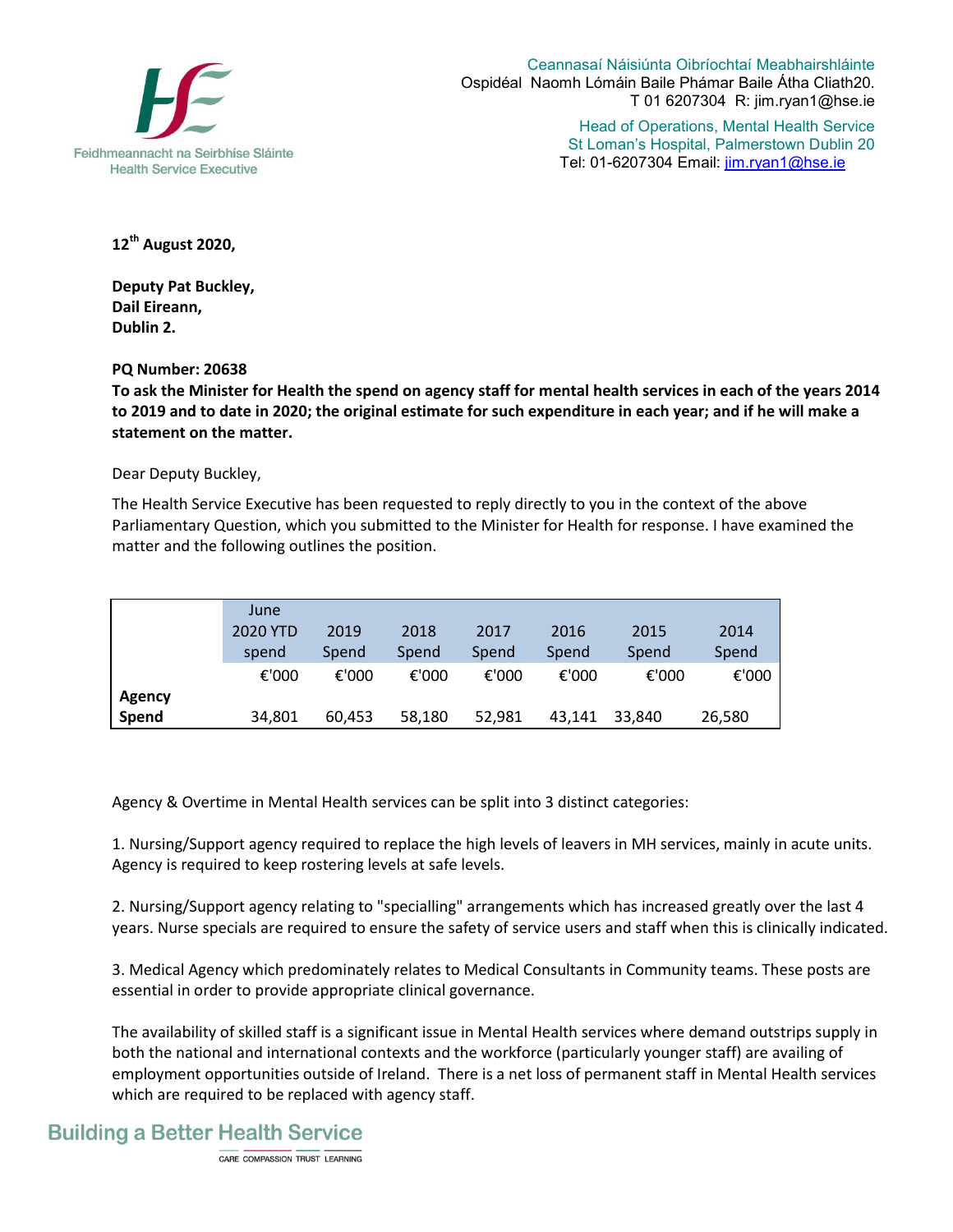Feidhmeannacht na Seirbhíse Sláinte
Health Service Executive

Ceannasaí Náisiúnta Oibríochtaí Meabhairshláinte
Ospidéal Naomh Lómáin Baile Phámar Baile Átha Cliath20.
T 01 6207304 R: jim.ryan1@hse.ie

Head of Operations, Mental Health Service
St Loman's Hospital, Palmerstown Dublin 20
Tel: 01-6207304 Email: jim.ryan1@hse.ie

**12th August 2020,**

**Deputy Pat Buckley,**
**Dail Eireann,**
**Dublin 2.**

**PQ Number: 20638**
**To ask the Minister for Health the spend on agency staff for mental health services in each of the years 2014 to 2019 and to date in 2020; the original estimate for such expenditure in each year; and if he will make a statement on the matter.**

Dear Deputy Buckley,

The Health Service Executive has been requested to reply directly to you in the context of the above Parliamentary Question, which you submitted to the Minister for Health for response. I have examined the matter and the following outlines the position.

| | June 2020 YTD spend | 2019 Spend | 2018 Spend | 2017 Spend | 2016 Spend | 2015 Spend | 2014 Spend |
|---|---|---|---|---|---|---|---|
| | €'000 | €'000 | €'000 | €'000 | €'000 | €'000 | €'000 |
| **Agency Spend** | 34,801 | 60,453 | 58,180 | 52,981 | 43,141 | 33,840 | 26,580 |

Agency & Overtime in Mental Health services can be split into 3 distinct categories:

1. Nursing/Support agency required to replace the high levels of leavers in MH services, mainly in acute units. Agency is required to keep rostering levels at safe levels.

2. Nursing/Support agency relating to "specialling" arrangements which has increased greatly over the last 4 years. Nurse specials are required to ensure the safety of service users and staff when this is clinically indicated.

3. Medical Agency which predominately relates to Medical Consultants in Community teams. These posts are essential in order to provide appropriate clinical governance.

The availability of skilled staff is a significant issue in Mental Health services where demand outstrips supply in both the national and international contexts and the workforce (particularly younger staff) are availing of employment opportunities outside of Ireland. There is a net loss of permanent staff in Mental Health services which are required to be replaced with agency staff.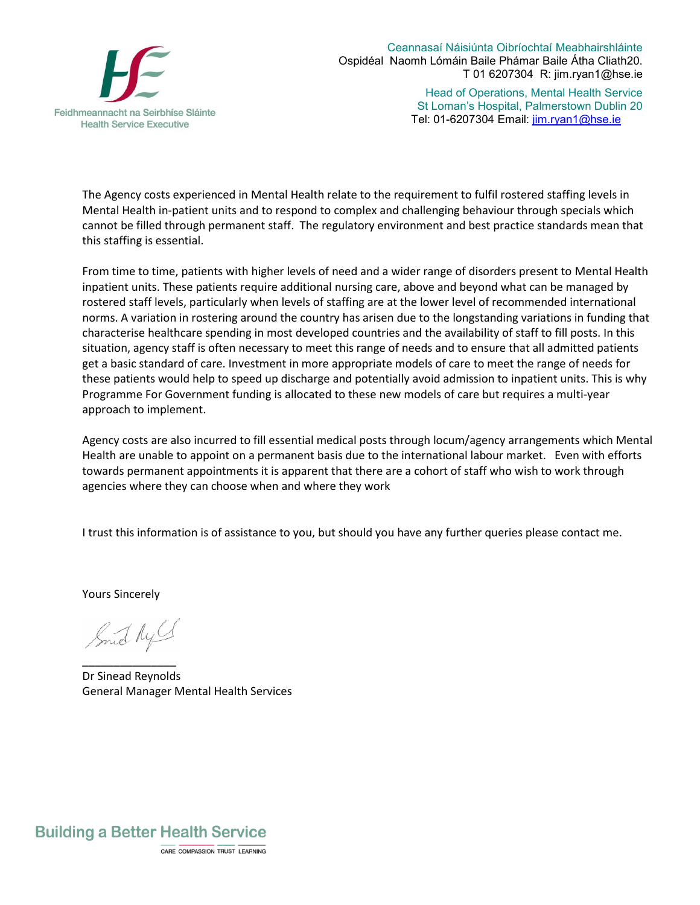Ceannasaí Náisiúnta Oibríochtaí Meabhairshláinte
Ospidéal Naomh Lómáin Baile Phámar Baile Átha Cliath20.
T 01 6207304 R: jim.ryan1@hse.ie

Head of Operations, Mental Health Service
St Loman's Hospital, Palmerstown Dublin 20
Tel: 01-6207304 Email: jim.ryan1@hse.ie

The Agency costs experienced in Mental Health relate to the requirement to fulfil rostered staffing levels in Mental Health in-patient units and to respond to complex and challenging behaviour through specials which cannot be filled through permanent staff. The regulatory environment and best practice standards mean that this staffing is essential.

From time to time, patients with higher levels of need and a wider range of disorders present to Mental Health inpatient units. These patients require additional nursing care, above and beyond what can be managed by rostered staff levels, particularly when levels of staffing are at the lower level of recommended international norms. A variation in rostering around the country has arisen due to the longstanding variations in funding that characterise healthcare spending in most developed countries and the availability of staff to fill posts. In this situation, agency staff is often necessary to meet this range of needs and to ensure that all admitted patients get a basic standard of care. Investment in more appropriate models of care to meet the range of needs for these patients would help to speed up discharge and potentially avoid admission to inpatient units. This is why Programme For Government funding is allocated to these new models of care but requires a multi-year approach to implement.

Agency costs are also incurred to fill essential medical posts through locum/agency arrangements which Mental Health are unable to appoint on a permanent basis due to the international labour market. Even with efforts towards permanent appointments it is apparent that there are a cohort of staff who wish to work through agencies where they can choose when and where they work

I trust this information is of assistance to you, but should you have any further queries please contact me.

Yours Sincerely

\_\_\_\_\_\_\_\_\_\_\_\_\_\_\_
Dr Sinead Reynolds
General Manager Mental Health Services